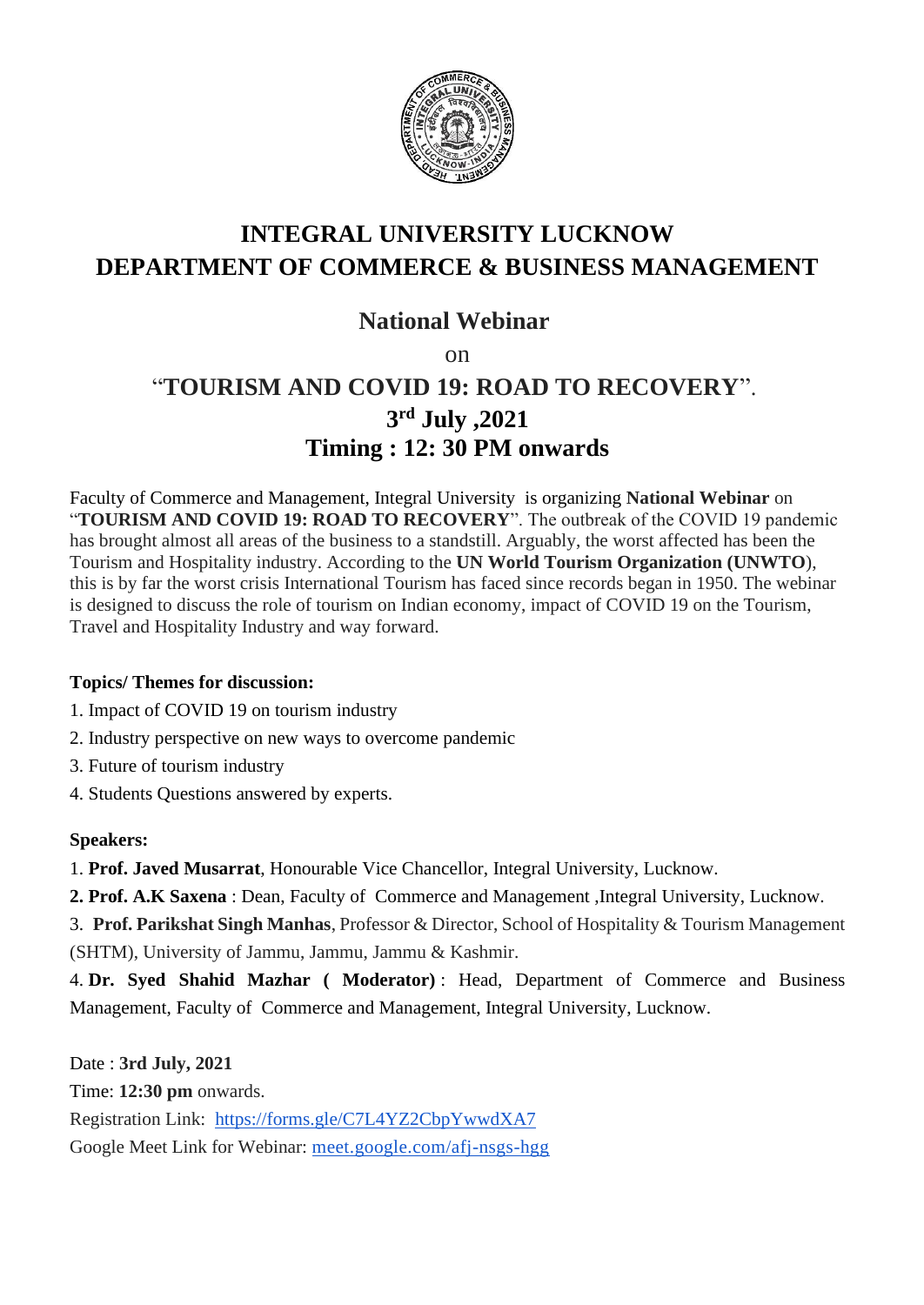# INTEGRAL UNIVERSITY LUCKNOW
# DEPARTMENT OF COMMERCE & BUSINESS MANAGEMENT

## National Webinar

on

## "TOURISM AND COVID 19: ROAD TO RECOVERY".
## 3rd July ,2021
## Timing : 12: 30 PM onwards

Faculty of Commerce and Management, Integral University is organizing **National Webinar** on "**TOURISM AND COVID 19: ROAD TO RECOVERY**". The outbreak of the COVID 19 pandemic has brought almost all areas of the business to a standstill. Arguably, the worst affected has been the Tourism and Hospitality industry. According to the **UN World Tourism Organization (UNWTO**), this is by far the worst crisis International Tourism has faced since records began in 1950. The webinar is designed to discuss the role of tourism on Indian economy, impact of COVID 19 on the Tourism, Travel and Hospitality Industry and way forward.

**Topics/ Themes for discussion:**

1. Impact of COVID 19 on tourism industry
2. Industry perspective on new ways to overcome pandemic
3. Future of tourism industry
4. Students Questions answered by experts.

**Speakers:**

1. **Prof. Javed Musarrat**, Honourable Vice Chancellor, Integral University, Lucknow.
2. **Prof. A.K Saxena** : Dean, Faculty of Commerce and Management ,Integral University, Lucknow.
3. **Prof. Parikshat Singh Manhas**, Professor & Director, School of Hospitality & Tourism Management (SHTM), University of Jammu, Jammu, Jammu & Kashmir.
4. **Dr. Syed Shahid Mazhar ( Moderator)** : Head, Department of Commerce and Business Management, Faculty of Commerce and Management, Integral University, Lucknow.

Date : **3rd July, 2021**

Time: **12:30 pm** onwards.

Registration Link: https://forms.gle/C7L4YZ2CbpYwwdXA7

Google Meet Link for Webinar: meet.google.com/afj-nsgs-hgg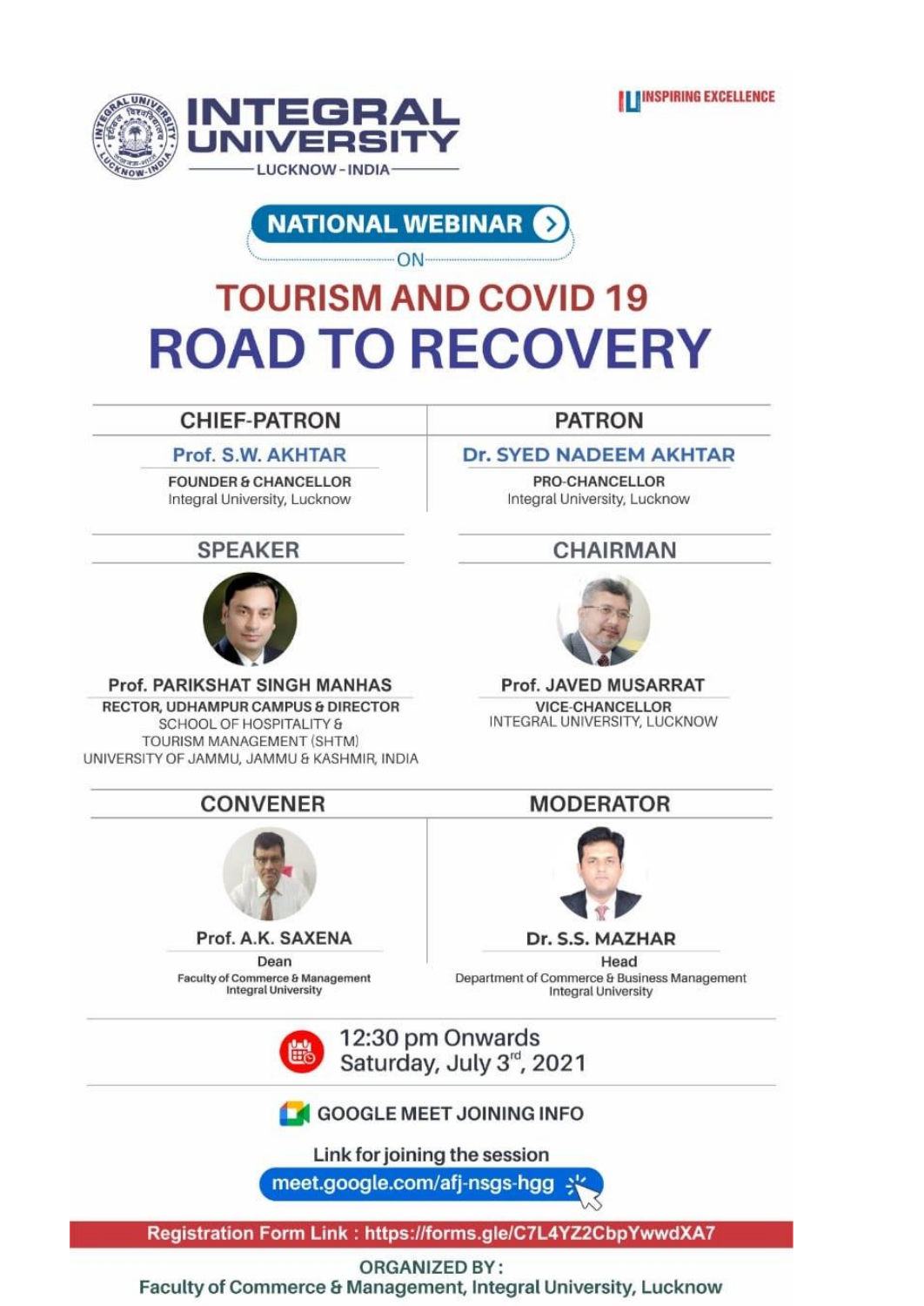# INTEGRAL UNIVERSITY

LUCKNOW - INDIA

INSPIRING EXCELLENCE

## NATIONAL WEBINAR

ON

# TOURISM AND COVID 19
# ROAD TO RECOVERY

### CHIEF-PATRON

**Prof. S.W. AKHTAR**
FOUNDER & CHANCELLOR
Integral University, Lucknow

### PATRON

**Dr. SYED NADEEM AKHTAR**
PRO-CHANCELLOR
Integral University, Lucknow

### SPEAKER

**Prof. PARIKSHAT SINGH MANHAS**
RECTOR, UDHAMPUR CAMPUS & DIRECTOR
SCHOOL OF HOSPITALITY & TOURISM MANAGEMENT (SHTM)
UNIVERSITY OF JAMMU, JAMMU & KASHMIR, INDIA

### CHAIRMAN

**Prof. JAVED MUSARRAT**
VICE-CHANCELLOR
INTEGRAL UNIVERSITY, LUCKNOW

### CONVENER

**Prof. A.K. SAXENA**
Dean
Faculty of Commerce & Management
Integral University

### MODERATOR

**Dr. S.S. MAZHAR**
Head
Department of Commerce & Business Management
Integral University

12:30 pm Onwards
Saturday, July 3rd, 2021

**GOOGLE MEET JOINING INFO**

Link for joining the session
meet.google.com/afj-nsgs-hgg

**Registration Form Link : https://forms.gle/C7L4YZ2CbpYwwdXA7**

**ORGANIZED BY :**
Faculty of Commerce & Management, Integral University, Lucknow